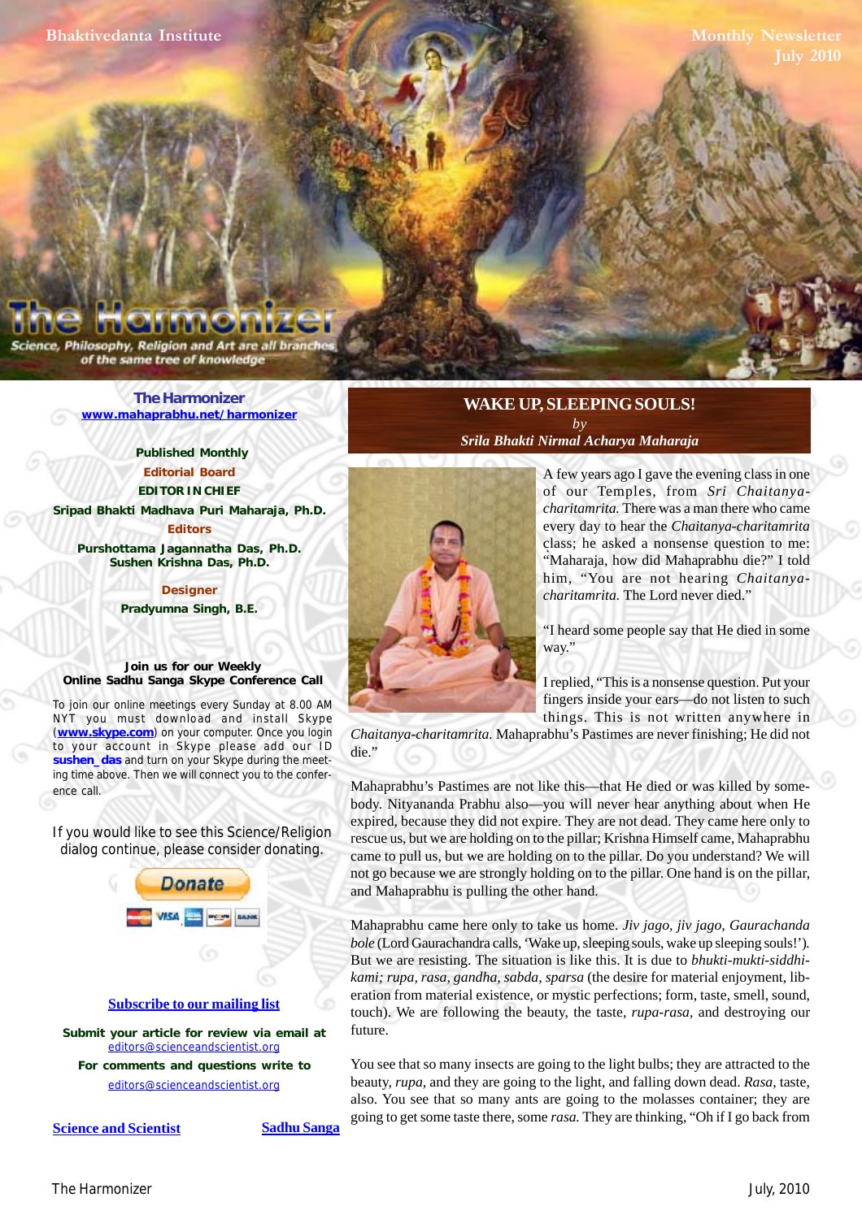Bhaktivedanta Institute

Monthly Newsletter
July 2010

# The Harmonizer

Science, Philosophy, Religion and Art are all branches of the same tree of knowledge

**The Harmonizer**
www.mahaprabhu.net/harmonizer

**Published Monthly**

**Editorial Board**

**EDITOR IN CHIEF**
**Sripad Bhakti Madhava Puri Maharaja, Ph.D.**

**Editors**
**Purshottama Jagannatha Das, Ph.D.**
**Sushen Krishna Das, Ph.D.**

**Designer**
**Pradyumna Singh, B.E.**

**Join us for our Weekly Online Sadhu Sanga Skype Conference Call**

To join our online meetings every Sunday at 8.00 AM NYT you must download and install Skype (**www.skype.com**) on your computer. Once you login to your account in Skype please add our ID **sushen_das** and turn on your Skype during the meeting time above. Then we will connect you to the conference call.

If you would like to see this Science/Religion dialog continue, please consider donating.

Donate

Subscribe to our mailing list

**Submit your article for review via email at** editors@scienceandscientist.org

**For comments and questions write to** editors@scienceandscientist.org

Science and Scientist | Sadhu Sanga

## WAKE UP, SLEEPING SOULS!

*by*

*Srila Bhakti Nirmal Acharya Maharaja*

A few years ago I gave the evening class in one of our Temples, from *Sri Chaitanya-charitamrita.* There was a man there who came every day to hear the *Chaitanya-charitamrita* class; he asked a nonsense question to me: "Maharaja, how did Mahaprabhu die?" I told him, "You are not hearing *Chaitanya-charitamrita.* The Lord never died."

"I heard some people say that He died in some way."

I replied, "This is a nonsense question. Put your fingers inside your ears—do not listen to such things. This is not written anywhere in *Chaitanya-charitamrita.* Mahaprabhu's Pastimes are never finishing; He did not die."

Mahaprabhu's Pastimes are not like this—that He died or was killed by somebody. Nityananda Prabhu also—you will never hear anything about when He expired, because they did not expire. They are not dead. They came here only to rescue us, but we are holding on to the pillar; Krishna Himself came, Mahaprabhu came to pull us, but we are holding on to the pillar. Do you understand? We will not go because we are strongly holding on to the pillar. One hand is on the pillar, and Mahaprabhu is pulling the other hand.

Mahaprabhu came here only to take us home. *Jiv jago, jiv jago, Gaurachanda bole* (Lord Gaurachandra calls, 'Wake up, sleeping souls, wake up sleeping souls!'). But we are resisting. The situation is like this. It is due to *bhukti-mukti-siddhi-kami; rupa, rasa, gandha, sabda, sparsa* (the desire for material enjoyment, liberation from material existence, or mystic perfections; form, taste, smell, sound, touch). We are following the beauty, the taste, *rupa-rasa*, and destroying our future.

You see that so many insects are going to the light bulbs; they are attracted to the beauty, *rupa*, and they are going to the light, and falling down dead. *Rasa*, taste, also. You see that so many ants are going to the molasses container; they are going to get some taste there, some *rasa.* They are thinking, "Oh if I go back from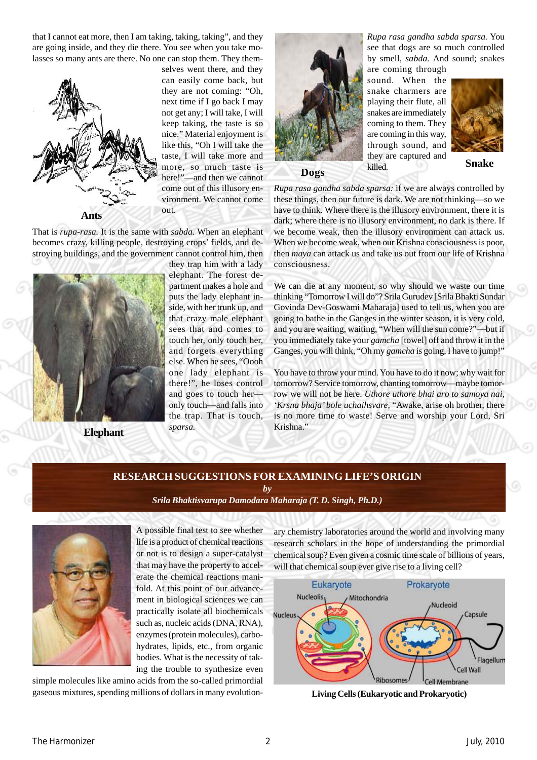that I cannot eat more, then I am taking, taking, taking", and they are going inside, and they die there. You see when you take molasses so many ants are there. No one can stop them. They themselves went there, and they can easily come back, but they are not coming: "Oh, next time if I go back I may not get any; I will take, I will keep taking, the taste is so nice." Material enjoyment is like this, "Oh I will take the taste, I will take more and more, so much taste is here!"—and then we cannot come out of this illusory environment. We cannot come out.

**Ants**

That is *rupa-rasa.* It is the same with *sabda.* When an elephant becomes crazy, killing people, destroying crops' fields, and destroying buildings, and the government cannot control him, then they trap him with a lady elephant. The forest department makes a hole and puts the lady elephant inside, with her trunk up, and that crazy male elephant sees that and comes to touch her, only touch her, and forgets everything else. When he sees, "Oooh one lady elephant is there!", he loses control and goes to touch her—only touch—and falls into the trap. That is touch, *sparsa.*

**Elephant**

*Rupa rasa gandha sabda sparsa.* You see that dogs are so much controlled by smell, *sabda.* And sound; snakes are coming through sound. When the snake charmers are playing their flute, all snakes are immediately coming to them. They are coming in this way, through sound, and they are captured and killed.

**Dogs**

**Snake**

*Rupa rasa gandha sabda sparsa:* if we are always controlled by these things, then our future is dark. We are not thinking—so we have to think. Where there is the illusory environment, there it is dark; where there is no illusory environment, no dark is there. If we become weak, then the illusory environment can attack us. When we become weak, when our Krishna consciousness is poor, then *maya* can attack us and take us out from our life of Krishna consciousness.

We can die at any moment, so why should we waste our time thinking "Tomorrow I will do"? Srila Gurudev [Srila Bhakti Sundar Govinda Dev-Goswami Maharaja] used to tell us, when you are going to bathe in the Ganges in the winter season, it is very cold, and you are waiting, waiting, "When will the sun come?"—but if you immediately take your *gamcha* [towel] off and throw it in the Ganges, you will think, "Oh my *gamcha* is going, I have to jump!"

You have to throw your mind. You have to do it now; why wait for tomorrow? Service tomorrow, chanting tomorrow—maybe tomorrow we will not be here. *Uthore uthore bhai aro to samoya nai, 'Krsna bhaja' bole uchaihsvare,* "Awake, arise oh brother, there is no more time to waste! Serve and worship your Lord, Sri Krishna."

## RESEARCH SUGGESTIONS FOR EXAMINING LIFE'S ORIGIN

***by***

***Srila Bhaktisvarupa Damodara Maharaja (T. D. Singh, Ph.D.)***

A possible final test to see whether life is a product of chemical reactions or not is to design a super-catalyst that may have the property to accelerate the chemical reactions manifold. At this point of our advancement in biological sciences we can practically isolate all biochemicals such as, nucleic acids (DNA, RNA), enzymes (protein molecules), carbohydrates, lipids, etc., from organic bodies. What is the necessity of taking the trouble to synthesize even simple molecules like amino acids from the so-called primordial gaseous mixtures, spending millions of dollars in many evolutionary chemistry laboratories around the world and involving many research scholars in the hope of understanding the primordial chemical soup? Even given a cosmic time scale of billions of years, will that chemical soup ever give rise to a living cell?

**Living Cells (Eukaryotic and Prokaryotic)**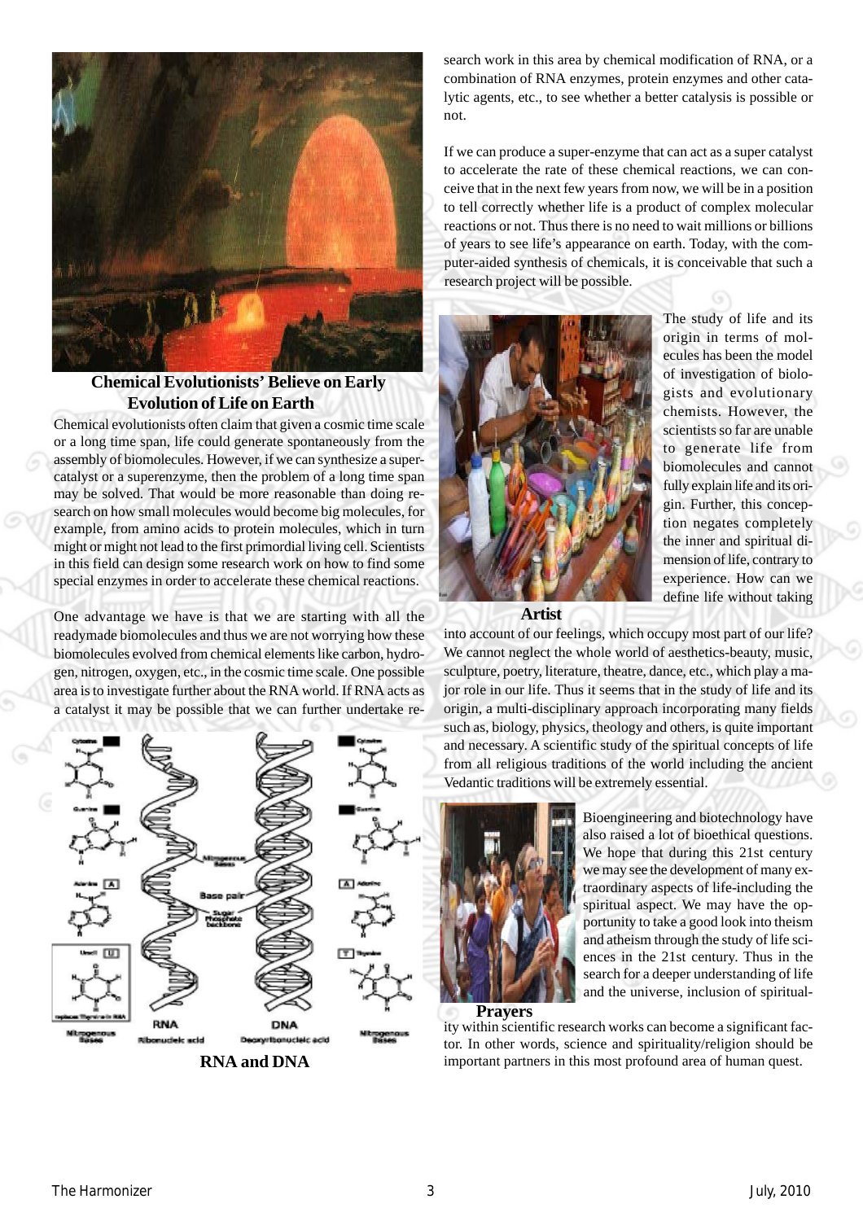**Chemical Evolutionists' Believe on Early Evolution of Life on Earth**

Chemical evolutionists often claim that given a cosmic time scale or a long time span, life could generate spontaneously from the assembly of biomolecules. However, if we can synthesize a supercatalyst or a superenzyme, then the problem of a long time span may be solved. That would be more reasonable than doing research on how small molecules would become big molecules, for example, from amino acids to protein molecules, which in turn might or might not lead to the first primordial living cell. Scientists in this field can design some research work on how to find some special enzymes in order to accelerate these chemical reactions.

One advantage we have is that we are starting with all the readymade biomolecules and thus we are not worrying how these biomolecules evolved from chemical elements like carbon, hydrogen, nitrogen, oxygen, etc., in the cosmic time scale. One possible area is to investigate further about the RNA world. If RNA acts as a catalyst it may be possible that we can further undertake research work in this area by chemical modification of RNA, or a combination of RNA enzymes, protein enzymes and other catalytic agents, etc., to see whether a better catalysis is possible or not.

**RNA and DNA**

If we can produce a super-enzyme that can act as a super catalyst to accelerate the rate of these chemical reactions, we can conceive that in the next few years from now, we will be in a position to tell correctly whether life is a product of complex molecular reactions or not. Thus there is no need to wait millions or billions of years to see life's appearance on earth. Today, with the computer-aided synthesis of chemicals, it is conceivable that such a research project will be possible.

**Artist**

The study of life and its origin in terms of molecules has been the model of investigation of biologists and evolutionary chemists. However, the scientists so far are unable to generate life from biomolecules and cannot fully explain life and its origin. Further, this conception negates completely the inner and spiritual dimension of life, contrary to experience. How can we define life without taking into account of our feelings, which occupy most part of our life? We cannot neglect the whole world of aesthetics-beauty, music, sculpture, poetry, literature, theatre, dance, etc., which play a major role in our life. Thus it seems that in the study of life and its origin, a multi-disciplinary approach incorporating many fields such as, biology, physics, theology and others, is quite important and necessary. A scientific study of the spiritual concepts of life from all religious traditions of the world including the ancient Vedantic traditions will be extremely essential.

**Prayers**

Bioengineering and biotechnology have also raised a lot of bioethical questions. We hope that during this 21st century we may see the development of many extraordinary aspects of life-including the spiritual aspect. We may have the opportunity to take a good look into theism and atheism through the study of life sciences in the 21st century. Thus in the search for a deeper understanding of life and the universe, inclusion of spirituality within scientific research works can become a significant factor. In other words, science and spirituality/religion should be important partners in this most profound area of human quest.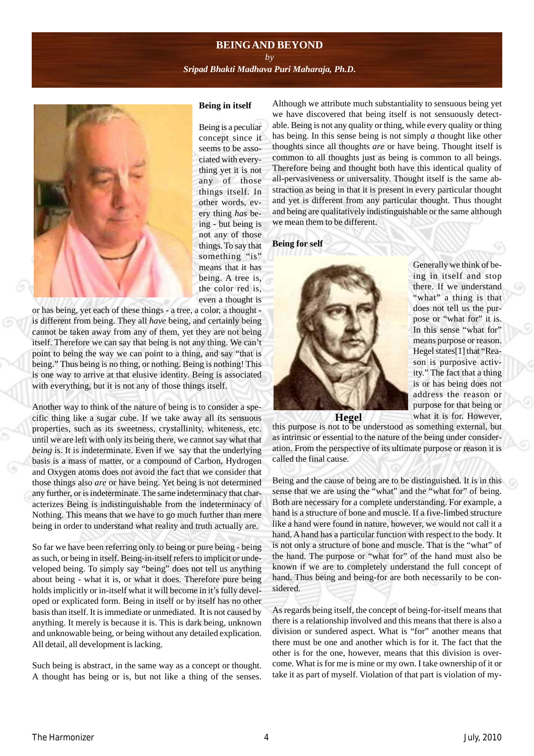# BEING AND BEYOND

*by*

***Sripad Bhakti Madhava Puri Maharaja, Ph.D.***

## Being in itself

Being is a peculiar concept since it seems to be associated with everything yet it is not any of those things itself. In other words, every thing *has* being - but being is not any of those things. To say that something "is" means that it has being. A tree is, the color red is, even a thought is or has being, yet each of these things - a tree, a color, a thought - is different from being. They all *have* being, and certainly being cannot be taken away from any of them, yet they are not being itself. Therefore we can say that being is not any thing. We can't point to being the way we can point to a thing, and say "that is being." Thus being is no thing, or nothing. Being is nothing! This is one way to arrive at that elusive identity. Being is associated with everything, but it is not any of those things itself.

Another way to think of the nature of being is to consider a specific thing like a sugar cube. If we take away all its sensuous properties, such as its sweetness, crystallinity, whiteness, etc. until we are left with only its being there, we cannot say what that *being* is. It is indeterminate. Even if we say that the underlying basis is a mass of matter, or a compound of Carbon, Hydrogen and Oxygen atoms does not avoid the fact that we consider that those things also *are* or have being. Yet being is not determined any further, or is indeterminate. The same indeterminacy that characterizes Being is indistinguishable from the indeterminacy of Nothing. This means that we have to go much further than mere being in order to understand what reality and truth actually are.

So far we have been referring only to being or pure being - being as such, or being in itself. Being-in-itself refers to implicit or undeveloped being. To simply say "being" does not tell us anything about being - what it is, or what it does. Therefore pure being holds implicitly or in-itself what it will become in it's fully developed or explicated form. Being in itself or by itself has no other basis than itself. It is immediate or unmediated. It is not caused by anything. It merely is because it is. This is dark being, unknown and unknowable being, or being without any detailed explication. All detail, all development is lacking.

Such being is abstract, in the same way as a concept or thought. A thought has being or is, but not like a thing of the senses. Although we attribute much substantiality to sensuous being yet we have discovered that being itself is not sensuously detectable. Being is not any quality or thing, while every quality or thing has being. In this sense being is not simply *a* thought like other thoughts since all thoughts *are* or have being. Thought itself is common to all thoughts just as being is common to all beings. Therefore being and thought both have this identical quality of all-pervasiveness or universality. Thought itself is the same abstraction as being in that it is present in every particular thought and yet is different from any particular thought. Thus thought and being are qualitatively indistinguishable or the same although we mean them to be different.

## Being for self

**Hegel**

Generally we think of being in itself and stop there. If we understand "what" a thing is that does not tell us the purpose or "what for" it is. In this sense "what for" means purpose or reason. Hegel states[1] that "Reason is purposive activity." The fact that a thing is or has being does not address the reason or purpose for that being or what it is for. However, this purpose is not to be understood as something external, but as intrinsic or essential to the nature of the being under consideration. From the perspective of its ultimate purpose or reason it is called the final cause.

Being and the cause of being are to be distinguished. It is in this sense that we are using the "what" and the "what for" of being. Both are necessary for a complete understanding. For example, a hand is a structure of bone and muscle. If a five-limbed structure like a hand were found in nature, however, we would not call it a hand. A hand has a particular function with respect to the body. It is not only a structure of bone and muscle. That is the "what" of the hand. The purpose or "what for" of the hand must also be known if we are to completely understand the full concept of hand. Thus being and being-for are both necessarily to be considered.

As regards being itself, the concept of being-for-itself means that there is a relationship involved and this means that there is also a division or sundered aspect. What is "for" another means that there must be one and another which is for it. The fact that the other is for the one, however, means that this division is overcome. What is for me is mine or my own. I take ownership of it or take it as part of myself. Violation of that part is violation of my-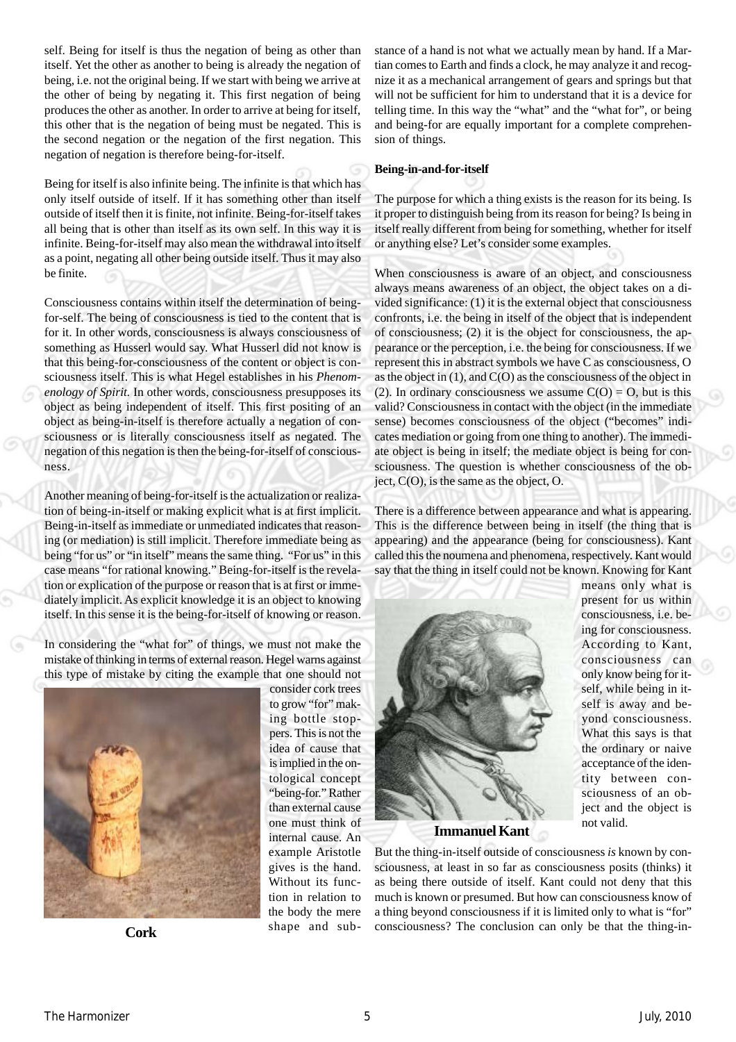self. Being for itself is thus the negation of being as other than itself. Yet the other as another to being is already the negation of being, i.e. not the original being. If we start with being we arrive at the other of being by negating it. This first negation of being produces the other as another. In order to arrive at being for itself, this other that is the negation of being must be negated. This is the second negation or the negation of the first negation. This negation of negation is therefore being-for-itself.

Being for itself is also infinite being. The infinite is that which has only itself outside of itself. If it has something other than itself outside of itself then it is finite, not infinite. Being-for-itself takes all being that is other than itself as its own self. In this way it is infinite. Being-for-itself may also mean the withdrawal into itself as a point, negating all other being outside itself. Thus it may also be finite.

Consciousness contains within itself the determination of being-for-self. The being of consciousness is tied to the content that is for it. In other words, consciousness is always consciousness of something as Husserl would say. What Husserl did not know is that this being-for-consciousness of the content or object is consciousness itself. This is what Hegel establishes in his *Phenomenology of Spirit*. In other words, consciousness presupposes its object as being independent of itself. This first positing of an object as being-in-itself is therefore actually a negation of consciousness or is literally consciousness itself as negated. The negation of this negation is then the being-for-itself of consciousness.

Another meaning of being-for-itself is the actualization or realization of being-in-itself or making explicit what is at first implicit. Being-in-itself as immediate or unmediated indicates that reasoning (or mediation) is still implicit. Therefore immediate being as being "for us" or "in itself" means the same thing. "For us" in this case means "for rational knowing." Being-for-itself is the revelation or explication of the purpose or reason that is at first or immediately implicit. As explicit knowledge it is an object to knowing itself. In this sense it is the being-for-itself of knowing or reason.

In considering the "what for" of things, we must not make the mistake of thinking in terms of external reason. Hegel warns against this type of mistake by citing the example that one should not consider cork trees to grow "for" making bottle stoppers. This is not the idea of cause that is implied in the ontological concept "being-for." Rather than external cause one must think of internal cause. An example Aristotle gives is the hand. Without its function in relation to the body the mere shape and substance of a hand is not what we actually mean by hand. If a Martian comes to Earth and finds a clock, he may analyze it and recognize it as a mechanical arrangement of gears and springs but that will not be sufficient for him to understand that it is a device for telling time. In this way the "what" and the "what for", or being and being-for are equally important for a complete comprehension of things.

**Cork**

**Being-in-and-for-itself**

The purpose for which a thing exists is the reason for its being. Is it proper to distinguish being from its reason for being? Is being in itself really different from being for something, whether for itself or anything else? Let's consider some examples.

When consciousness is aware of an object, and consciousness always means awareness of an object, the object takes on a divided significance: (1) it is the external object that consciousness confronts, i.e. the being in itself of the object that is independent of consciousness; (2) it is the object for consciousness, the appearance or the perception, i.e. the being for consciousness. If we represent this in abstract symbols we have C as consciousness, O as the object in (1), and C(O) as the consciousness of the object in (2). In ordinary consciousness we assume C(O) = O, but is this valid? Consciousness in contact with the object (in the immediate sense) becomes consciousness of the object ("becomes" indicates mediation or going from one thing to another). The immediate object is being in itself; the mediate object is being for consciousness. The question is whether consciousness of the object, C(O), is the same as the object, O.

There is a difference between appearance and what is appearing. This is the difference between being in itself (the thing that is appearing) and the appearance (being for consciousness). Kant called this the noumena and phenomena, respectively. Kant would say that the thing in itself could not be known. Knowing for Kant means only what is present for us within consciousness, i.e. being for consciousness. According to Kant, consciousness can only know being for itself, while being in itself is away and beyond consciousness. What this says is that the ordinary or naive acceptance of the identity between consciousness of an object and the object is not valid.

**Immanuel Kant**

But the thing-in-itself outside of consciousness *is* known by consciousness, at least in so far as consciousness posits (thinks) it as being there outside of itself. Kant could not deny that this much is known or presumed. But how can consciousness know of a thing beyond consciousness if it is limited only to what is "for" consciousness? The conclusion can only be that the thing-in-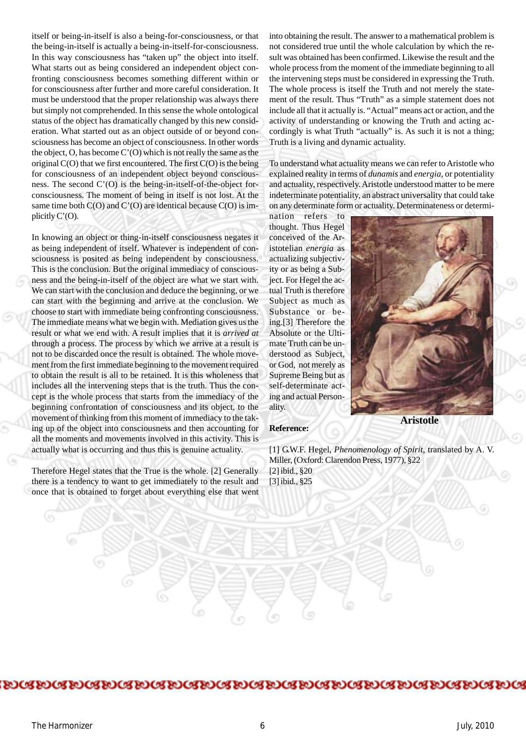itself or being-in-itself is also a being-for-consciousness, or that the being-in-itself is actually a being-in-itself-for-consciousness. In this way consciousness has "taken up" the object into itself. What starts out as being considered an independent object confronting consciousness becomes something different within or for consciousness after further and more careful consideration. It must be understood that the proper relationship was always there but simply not comprehended. In this sense the whole ontological status of the object has dramatically changed by this new consideration. What started out as an object outside of or beyond consciousness has become an object of consciousness. In other words the object, O, has become C'(O) which is not really the same as the original C(O) that we first encountered. The first C(O) is the being for consciousness of an independent object beyond consciousness. The second C'(O) is the being-in-itself-of-the-object for-consciousness. The moment of being in itself is not lost. At the same time both C(O) and C'(O) are identical because C(O) is implicitly C'(O).

In knowing an object or thing-in-itself consciousness negates it as being independent of itself. Whatever is independent of consciousness is posited as being independent by consciousness. This is the conclusion. But the original immediacy of consciousness and the being-in-itself of the object are what we start with. We can start with the conclusion and deduce the beginning, or we can start with the beginning and arrive at the conclusion. We choose to start with immediate being confronting consciousness. The immediate means what we begin with. Mediation gives us the result or what we end with. A result implies that it is *arrived at* through a process. The process by which we arrive at a result is not to be discarded once the result is obtained. The whole movement from the first immediate beginning to the movement required to obtain the result is all to be retained. It is this wholeness that includes all the intervening steps that is the truth. Thus the concept is the whole process that starts from the immediacy of the beginning confrontation of consciousness and its object, to the movement of thinking from this moment of immediacy to the taking up of the object into consciousness and then accounting for all the moments and movements involved in this activity. This is actually what is occurring and thus this is genuine actuality.

Therefore Hegel states that the True is the whole. [2] Generally there is a tendency to want to get immediately to the result and once that is obtained to forget about everything else that went into obtaining the result. The answer to a mathematical problem is not considered true until the whole calculation by which the result was obtained has been confirmed. Likewise the result and the whole process from the moment of the immediate beginning to all the intervening steps must be considered in expressing the Truth. The whole process is itself the Truth and not merely the statement of the result. Thus "Truth" as a simple statement does not include all that it actually is. "Actual" means act or action, and the activity of understanding or knowing the Truth and acting accordingly is what Truth "actually" is. As such it is not a thing; Truth is a living and dynamic actuality.

To understand what actuality means we can refer to Aristotle who explained reality in terms of *dunamis* and *energia,* or potentiality and actuality, respectively. Aristotle understood matter to be mere indeterminate potentiality, an abstract universality that could take on any determinate form or actuality. Determinateness or determination refers to thought. Thus Hegel conceived of the Aristotelian *energia* as actualizing subjectivity or as being a Subject. For Hegel the actual Truth is therefore Subject as much as Substance or being.[3] Therefore the Absolute or the Ultimate Truth can be understood as Subject, or God, not merely as Supreme Being but as self-determinate acting and actual Personality.

**Aristotle**

**Reference:**

[1] G.W.F. Hegel, *Phenomenology of Spirit*, translated by A. V. Miller, (Oxford: Clarendon Press, 1977), §22

[2] ibid., §20

[3] ibid., §25